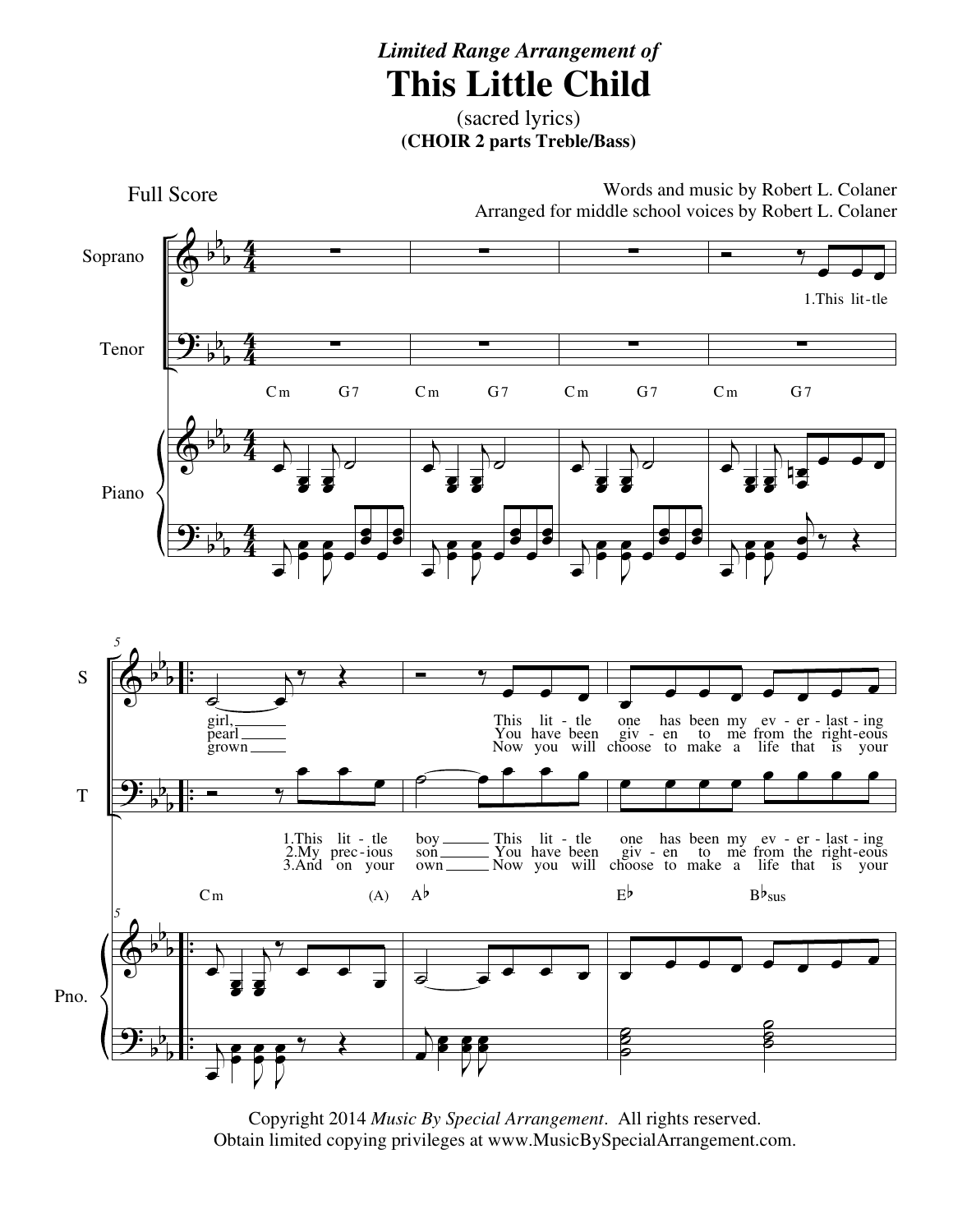*Limited Range Arrangement of*

# This Little Child

(sacred lyrics)

**(CHOIR 2 parts Treble/Bass)**

Full Score

Words and music by Robert L. Colaner
Arranged for middle school voices by Robert L. Colaner

Soprano

Tenor

Piano

Cm G7 Cm G7 Cm G7 Cm G7

1.This lit-tle

S

girl, This lit - tle one has been my ev - er - last - ing
pearl You have been giv - en to me from the right-eous
grown Now you will choose to make a life that is your

T

1.This lit - tle boy This lit - tle one has been my ev - er - last - ing
2.My prec - ious son You have been giv - en to me from the right-eous
3.And on your own Now you will choose to make a life that is your

Cm (A) A♭ E♭ B♭sus

Pno.

Copyright 2014 *Music By Special Arrangement*. All rights reserved.
Obtain limited copying privileges at www.MusicBySpecialArrangement.com.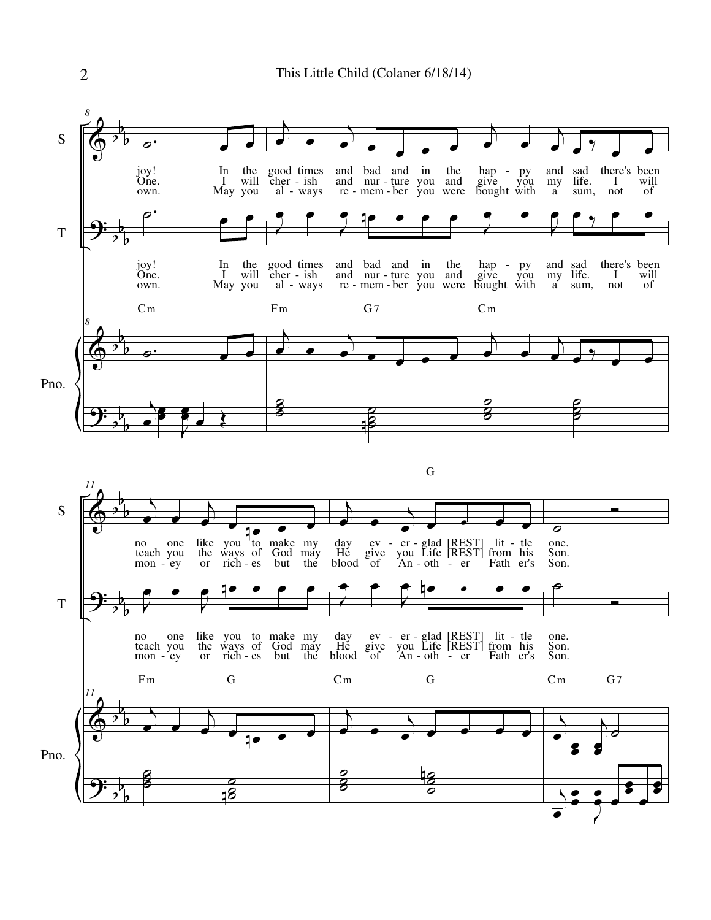S / T

joy! In the good times and bad and in the hap - py and sad there's been no one like you to make my day ev - er - glad [REST] lit - tle one.

One. I will cher - ish and nur - ture you and give you my life. I will teach you the ways of God may He give you Life [REST] from his Son.

own. May you al - ways re - mem - ber you were bought with a sum, not of mon - ey or rich - es but the blood of An - oth - er Fath er's Son.

Pno.

Cm | Fm G7 | Cm | Fm G | Cm G | G | Cm G7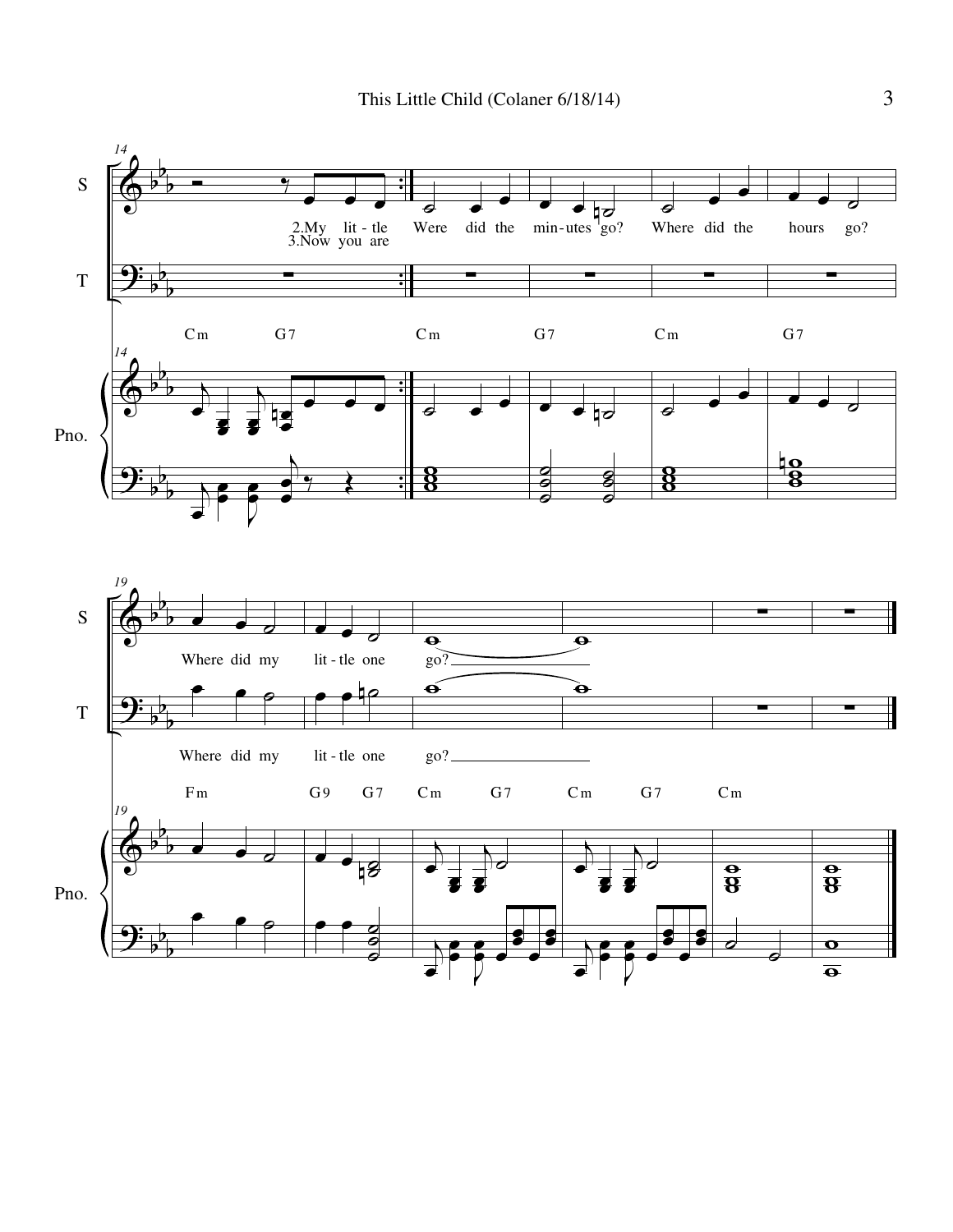S
T
Pno.

Cm G7 Cm G7 Cm G7

2.My lit - tle Were did the min - utes go? Where did the hours go?
3.Now you are

Fm G9 G7 Cm G7 Cm G7 Cm

Where did my lit - tle one go?

Where did my lit - tle one go?